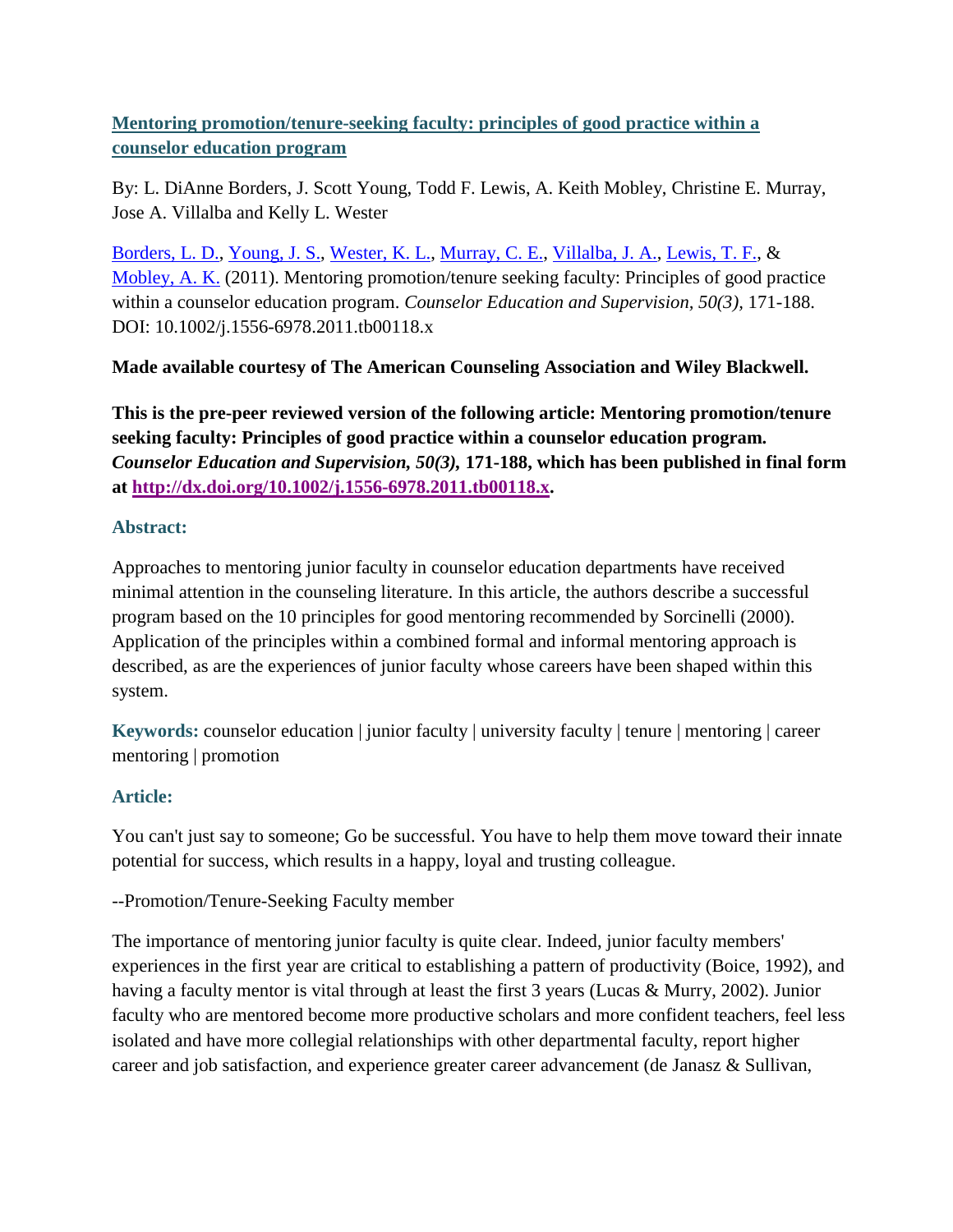**[Mentoring promotion/tenure-seeking faculty: principles of good practice within a counselor education program](http://dx.doi.org/10.1002/j.1556-6978.2011.tb00118.x)**

By: L. DiAnne Borders, J. Scott Young, Todd F. Lewis, A. Keith Mobley, Christine E. Murray, Jose A. Villalba and Kelly L. Wester

Borders, L. D., Young, J. S., Wester, K. L., Murray, C. E., Villalba, J. A., Lewis, T. F., & Mobley, A. K. (2011). Mentoring promotion/tenure seeking faculty: Principles of good practice within a counselor education program. *Counselor Education and Supervision, 50(3),* 171-188. DOI: 10.1002/j.1556-6978.2011.tb00118.x

**Made available courtesy of The American Counseling Association and Wiley Blackwell.**

**This is the pre-peer reviewed version of the following article: Mentoring promotion/tenure seeking faculty: Principles of good practice within a counselor education program. *Counselor Education and Supervision, 50(3),* 171-188, which has been published in final form at [http://dx.doi.org/10.1002/j.1556-6978.2011.tb00118.x](http://dx.doi.org/10.1002/j.1556-6978.2011.tb00118.x).**

### Abstract:

Approaches to mentoring junior faculty in counselor education departments have received minimal attention in the counseling literature. In this article, the authors describe a successful program based on the 10 principles for good mentoring recommended by Sorcinelli (2000). Application of the principles within a combined formal and informal mentoring approach is described, as are the experiences of junior faculty whose careers have been shaped within this system.

**Keywords:** counselor education | junior faculty | university faculty | tenure | mentoring | career mentoring | promotion

### Article:

You can't just say to someone; Go be successful. You have to help them move toward their innate potential for success, which results in a happy, loyal and trusting colleague.

--Promotion/Tenure-Seeking Faculty member

The importance of mentoring junior faculty is quite clear. Indeed, junior faculty members' experiences in the first year are critical to establishing a pattern of productivity (Boice, 1992), and having a faculty mentor is vital through at least the first 3 years (Lucas & Murry, 2002). Junior faculty who are mentored become more productive scholars and more confident teachers, feel less isolated and have more collegial relationships with other departmental faculty, report higher career and job satisfaction, and experience greater career advancement (de Janasz & Sullivan,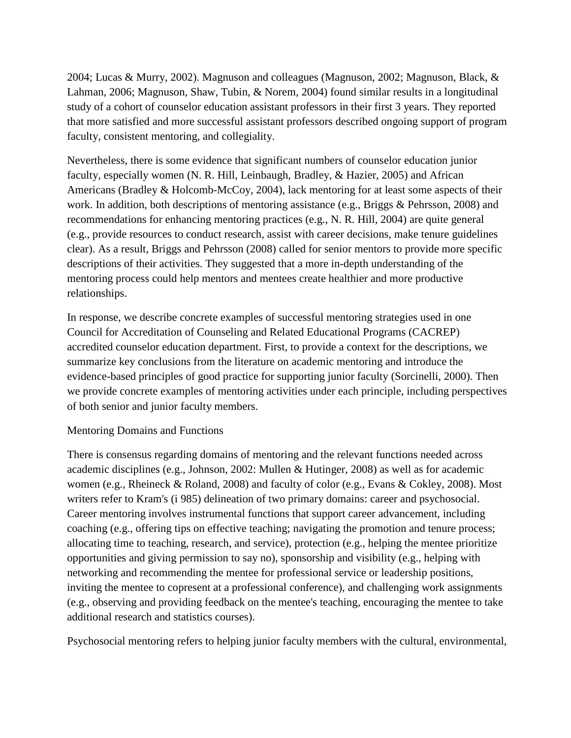2004; Lucas & Murry, 2002). Magnuson and colleagues (Magnuson, 2002; Magnuson, Black, & Lahman, 2006; Magnuson, Shaw, Tubin, & Norem, 2004) found similar results in a longitudinal study of a cohort of counselor education assistant professors in their first 3 years. They reported that more satisfied and more successful assistant professors described ongoing support of program faculty, consistent mentoring, and collegiality.

Nevertheless, there is some evidence that significant numbers of counselor education junior faculty, especially women (N. R. Hill, Leinbaugh, Bradley, & Hazier, 2005) and African Americans (Bradley & Holcomb-McCoy, 2004), lack mentoring for at least some aspects of their work. In addition, both descriptions of mentoring assistance (e.g., Briggs & Pehrsson, 2008) and recommendations for enhancing mentoring practices (e.g., N. R. Hill, 2004) are quite general (e.g., provide resources to conduct research, assist with career decisions, make tenure guidelines clear). As a result, Briggs and Pehrsson (2008) called for senior mentors to provide more specific descriptions of their activities. They suggested that a more in-depth understanding of the mentoring process could help mentors and mentees create healthier and more productive relationships.

In response, we describe concrete examples of successful mentoring strategies used in one Council for Accreditation of Counseling and Related Educational Programs (CACREP) accredited counselor education department. First, to provide a context for the descriptions, we summarize key conclusions from the literature on academic mentoring and introduce the evidence-based principles of good practice for supporting junior faculty (Sorcinelli, 2000). Then we provide concrete examples of mentoring activities under each principle, including perspectives of both senior and junior faculty members.

## Mentoring Domains and Functions

There is consensus regarding domains of mentoring and the relevant functions needed across academic disciplines (e.g., Johnson, 2002: Mullen & Hutinger, 2008) as well as for academic women (e.g., Rheineck & Roland, 2008) and faculty of color (e.g., Evans & Cokley, 2008). Most writers refer to Kram's (i 985) delineation of two primary domains: career and psychosocial. Career mentoring involves instrumental functions that support career advancement, including coaching (e.g., offering tips on effective teaching; navigating the promotion and tenure process; allocating time to teaching, research, and service), protection (e.g., helping the mentee prioritize opportunities and giving permission to say no), sponsorship and visibility (e.g., helping with networking and recommending the mentee for professional service or leadership positions, inviting the mentee to copresent at a professional conference), and challenging work assignments (e.g., observing and providing feedback on the mentee's teaching, encouraging the mentee to take additional research and statistics courses).

Psychosocial mentoring refers to helping junior faculty members with the cultural, environmental,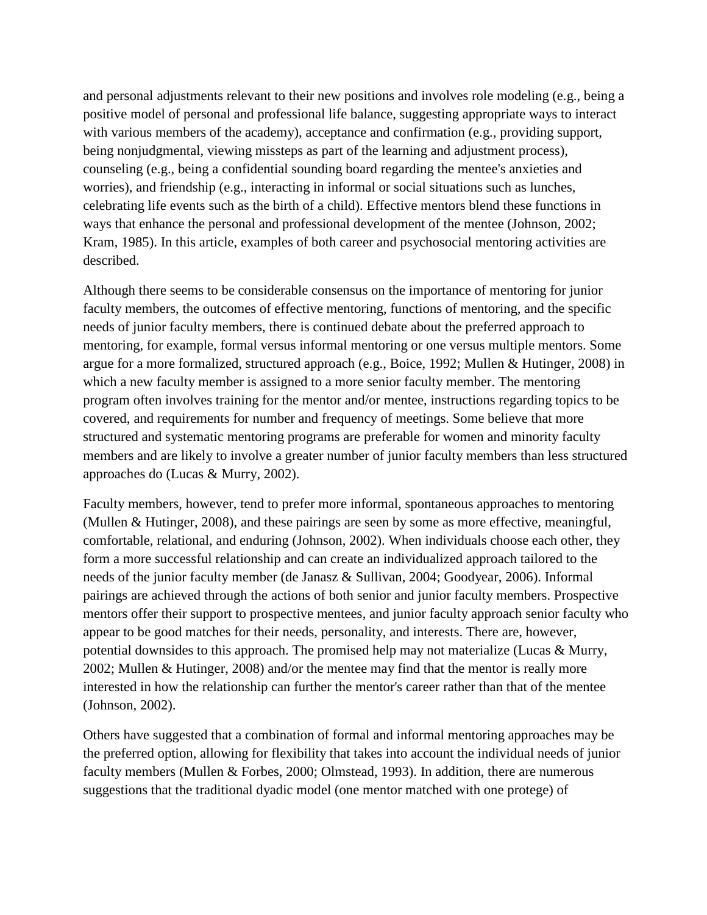and personal adjustments relevant to their new positions and involves role modeling (e.g., being a positive model of personal and professional life balance, suggesting appropriate ways to interact with various members of the academy), acceptance and confirmation (e.g., providing support, being nonjudgmental, viewing missteps as part of the learning and adjustment process), counseling (e.g., being a confidential sounding board regarding the mentee's anxieties and worries), and friendship (e.g., interacting in informal or social situations such as lunches, celebrating life events such as the birth of a child). Effective mentors blend these functions in ways that enhance the personal and professional development of the mentee (Johnson, 2002; Kram, 1985). In this article, examples of both career and psychosocial mentoring activities are described.

Although there seems to be considerable consensus on the importance of mentoring for junior faculty members, the outcomes of effective mentoring, functions of mentoring, and the specific needs of junior faculty members, there is continued debate about the preferred approach to mentoring, for example, formal versus informal mentoring or one versus multiple mentors. Some argue for a more formalized, structured approach (e.g., Boice, 1992; Mullen & Hutinger, 2008) in which a new faculty member is assigned to a more senior faculty member. The mentoring program often involves training for the mentor and/or mentee, instructions regarding topics to be covered, and requirements for number and frequency of meetings. Some believe that more structured and systematic mentoring programs are preferable for women and minority faculty members and are likely to involve a greater number of junior faculty members than less structured approaches do (Lucas & Murry, 2002).

Faculty members, however, tend to prefer more informal, spontaneous approaches to mentoring (Mullen & Hutinger, 2008), and these pairings are seen by some as more effective, meaningful, comfortable, relational, and enduring (Johnson, 2002). When individuals choose each other, they form a more successful relationship and can create an individualized approach tailored to the needs of the junior faculty member (de Janasz & Sullivan, 2004; Goodyear, 2006). Informal pairings are achieved through the actions of both senior and junior faculty members. Prospective mentors offer their support to prospective mentees, and junior faculty approach senior faculty who appear to be good matches for their needs, personality, and interests. There are, however, potential downsides to this approach. The promised help may not materialize (Lucas & Murry, 2002; Mullen & Hutinger, 2008) and/or the mentee may find that the mentor is really more interested in how the relationship can further the mentor's career rather than that of the mentee (Johnson, 2002).

Others have suggested that a combination of formal and informal mentoring approaches may be the preferred option, allowing for flexibility that takes into account the individual needs of junior faculty members (Mullen & Forbes, 2000; Olmstead, 1993). In addition, there are numerous suggestions that the traditional dyadic model (one mentor matched with one protege) of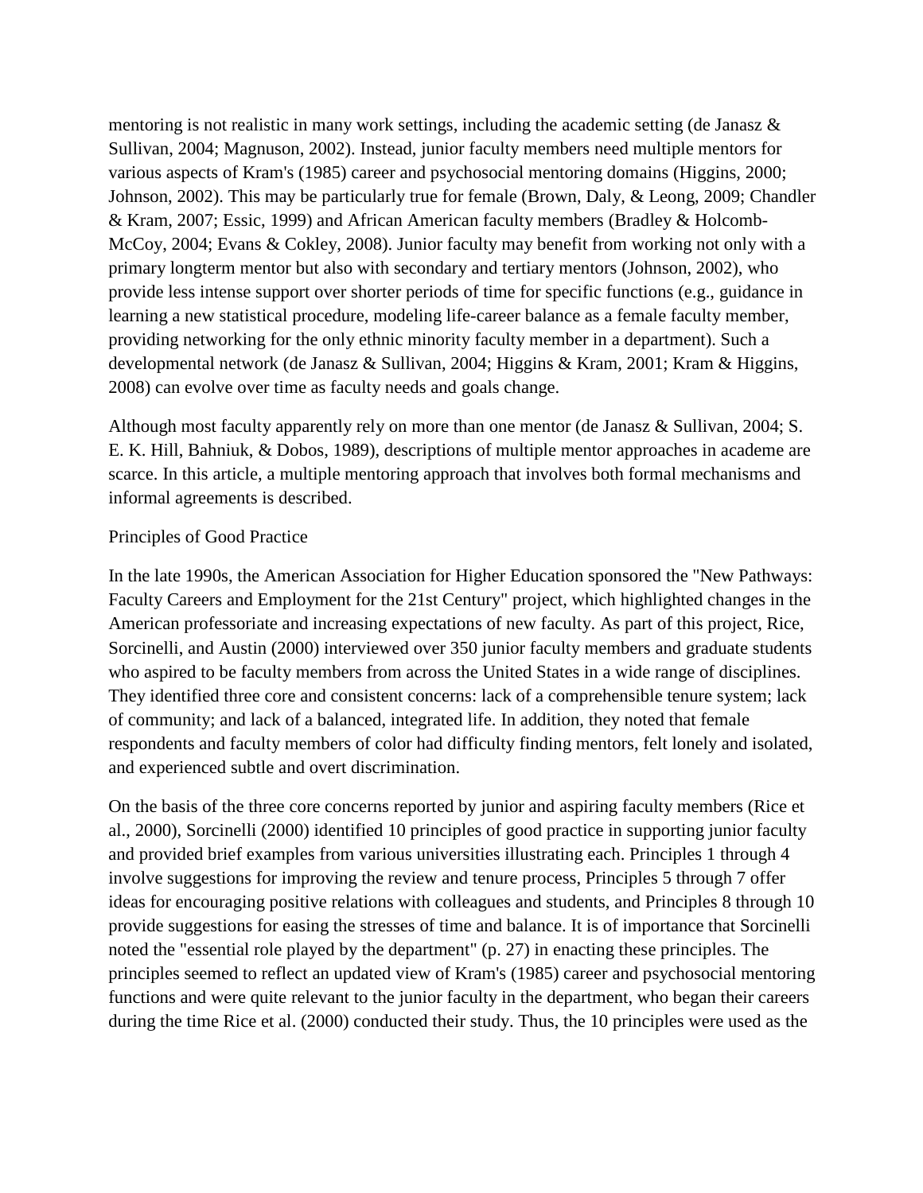mentoring is not realistic in many work settings, including the academic setting (de Janasz & Sullivan, 2004; Magnuson, 2002). Instead, junior faculty members need multiple mentors for various aspects of Kram's (1985) career and psychosocial mentoring domains (Higgins, 2000; Johnson, 2002). This may be particularly true for female (Brown, Daly, & Leong, 2009; Chandler & Kram, 2007; Essic, 1999) and African American faculty members (Bradley & Holcomb-McCoy, 2004; Evans & Cokley, 2008). Junior faculty may benefit from working not only with a primary longterm mentor but also with secondary and tertiary mentors (Johnson, 2002), who provide less intense support over shorter periods of time for specific functions (e.g., guidance in learning a new statistical procedure, modeling life-career balance as a female faculty member, providing networking for the only ethnic minority faculty member in a department). Such a developmental network (de Janasz & Sullivan, 2004; Higgins & Kram, 2001; Kram & Higgins, 2008) can evolve over time as faculty needs and goals change.

Although most faculty apparently rely on more than one mentor (de Janasz & Sullivan, 2004; S. E. K. Hill, Bahniuk, & Dobos, 1989), descriptions of multiple mentor approaches in academe are scarce. In this article, a multiple mentoring approach that involves both formal mechanisms and informal agreements is described.

## Principles of Good Practice

In the late 1990s, the American Association for Higher Education sponsored the "New Pathways: Faculty Careers and Employment for the 21st Century" project, which highlighted changes in the American professoriate and increasing expectations of new faculty. As part of this project, Rice, Sorcinelli, and Austin (2000) interviewed over 350 junior faculty members and graduate students who aspired to be faculty members from across the United States in a wide range of disciplines. They identified three core and consistent concerns: lack of a comprehensible tenure system; lack of community; and lack of a balanced, integrated life. In addition, they noted that female respondents and faculty members of color had difficulty finding mentors, felt lonely and isolated, and experienced subtle and overt discrimination.

On the basis of the three core concerns reported by junior and aspiring faculty members (Rice et al., 2000), Sorcinelli (2000) identified 10 principles of good practice in supporting junior faculty and provided brief examples from various universities illustrating each. Principles 1 through 4 involve suggestions for improving the review and tenure process, Principles 5 through 7 offer ideas for encouraging positive relations with colleagues and students, and Principles 8 through 10 provide suggestions for easing the stresses of time and balance. It is of importance that Sorcinelli noted the "essential role played by the department" (p. 27) in enacting these principles. The principles seemed to reflect an updated view of Kram's (1985) career and psychosocial mentoring functions and were quite relevant to the junior faculty in the department, who began their careers during the time Rice et al. (2000) conducted their study. Thus, the 10 principles were used as the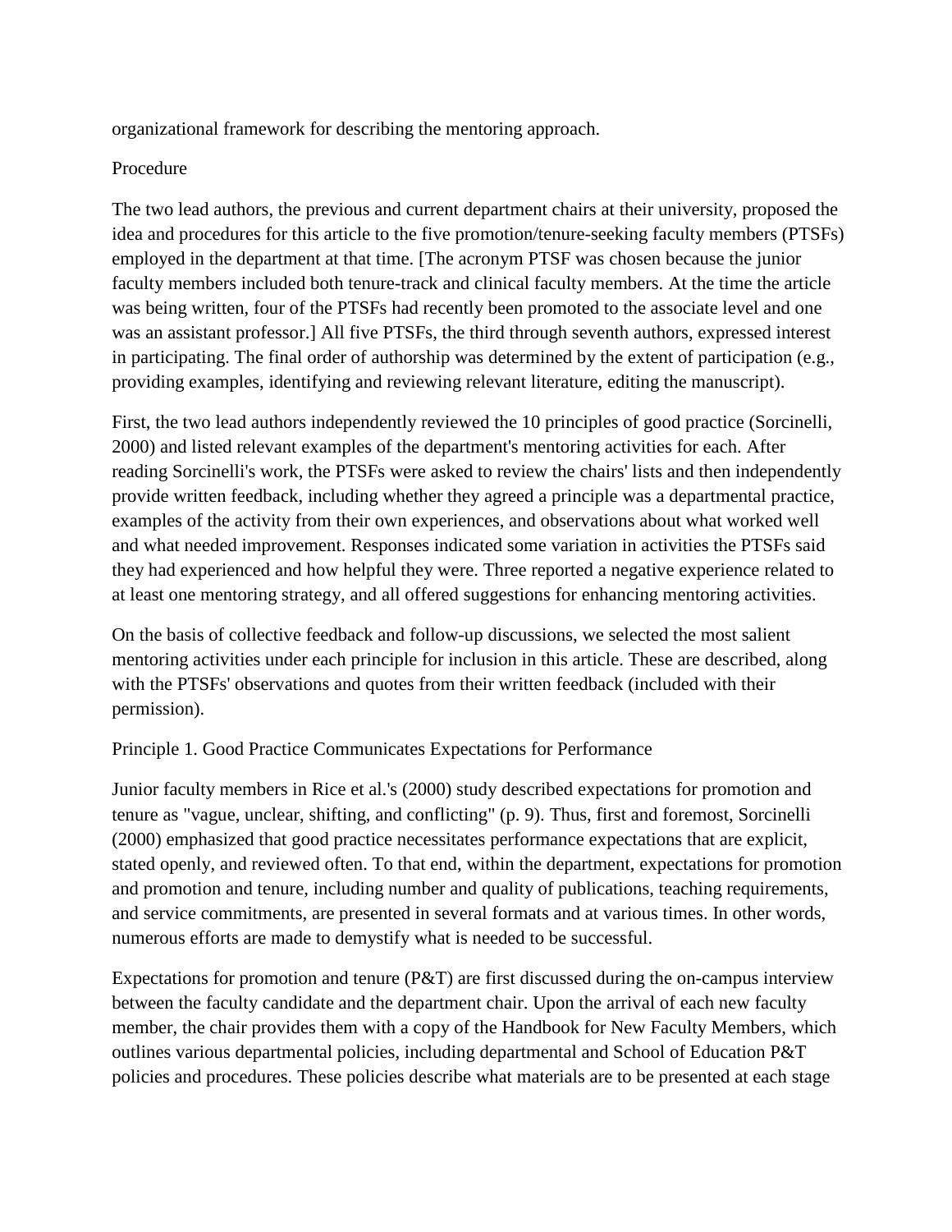organizational framework for describing the mentoring approach.

## Procedure

The two lead authors, the previous and current department chairs at their university, proposed the idea and procedures for this article to the five promotion/tenure-seeking faculty members (PTSFs) employed in the department at that time. [The acronym PTSF was chosen because the junior faculty members included both tenure-track and clinical faculty members. At the time the article was being written, four of the PTSFs had recently been promoted to the associate level and one was an assistant professor.] All five PTSFs, the third through seventh authors, expressed interest in participating. The final order of authorship was determined by the extent of participation (e.g., providing examples, identifying and reviewing relevant literature, editing the manuscript).

First, the two lead authors independently reviewed the 10 principles of good practice (Sorcinelli, 2000) and listed relevant examples of the department's mentoring activities for each. After reading Sorcinelli's work, the PTSFs were asked to review the chairs' lists and then independently provide written feedback, including whether they agreed a principle was a departmental practice, examples of the activity from their own experiences, and observations about what worked well and what needed improvement. Responses indicated some variation in activities the PTSFs said they had experienced and how helpful they were. Three reported a negative experience related to at least one mentoring strategy, and all offered suggestions for enhancing mentoring activities.

On the basis of collective feedback and follow-up discussions, we selected the most salient mentoring activities under each principle for inclusion in this article. These are described, along with the PTSFs' observations and quotes from their written feedback (included with their permission).

## Principle 1. Good Practice Communicates Expectations for Performance

Junior faculty members in Rice et al.'s (2000) study described expectations for promotion and tenure as "vague, unclear, shifting, and conflicting" (p. 9). Thus, first and foremost, Sorcinelli (2000) emphasized that good practice necessitates performance expectations that are explicit, stated openly, and reviewed often. To that end, within the department, expectations for promotion and promotion and tenure, including number and quality of publications, teaching requirements, and service commitments, are presented in several formats and at various times. In other words, numerous efforts are made to demystify what is needed to be successful.

Expectations for promotion and tenure (P&T) are first discussed during the on-campus interview between the faculty candidate and the department chair. Upon the arrival of each new faculty member, the chair provides them with a copy of the Handbook for New Faculty Members, which outlines various departmental policies, including departmental and School of Education P&T policies and procedures. These policies describe what materials are to be presented at each stage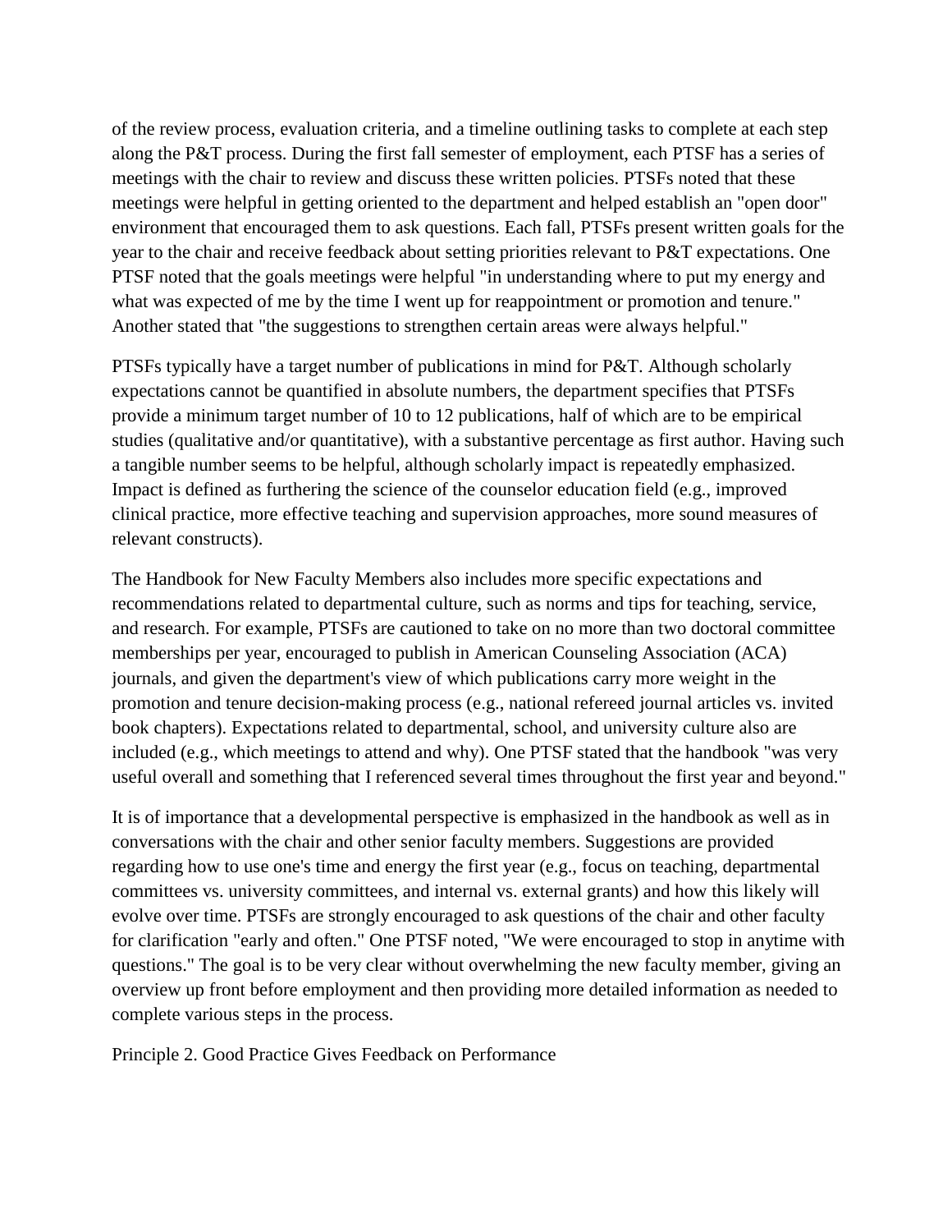of the review process, evaluation criteria, and a timeline outlining tasks to complete at each step along the P&T process. During the first fall semester of employment, each PTSF has a series of meetings with the chair to review and discuss these written policies. PTSFs noted that these meetings were helpful in getting oriented to the department and helped establish an "open door" environment that encouraged them to ask questions. Each fall, PTSFs present written goals for the year to the chair and receive feedback about setting priorities relevant to P&T expectations. One PTSF noted that the goals meetings were helpful "in understanding where to put my energy and what was expected of me by the time I went up for reappointment or promotion and tenure." Another stated that "the suggestions to strengthen certain areas were always helpful."

PTSFs typically have a target number of publications in mind for P&T. Although scholarly expectations cannot be quantified in absolute numbers, the department specifies that PTSFs provide a minimum target number of 10 to 12 publications, half of which are to be empirical studies (qualitative and/or quantitative), with a substantive percentage as first author. Having such a tangible number seems to be helpful, although scholarly impact is repeatedly emphasized. Impact is defined as furthering the science of the counselor education field (e.g., improved clinical practice, more effective teaching and supervision approaches, more sound measures of relevant constructs).

The Handbook for New Faculty Members also includes more specific expectations and recommendations related to departmental culture, such as norms and tips for teaching, service, and research. For example, PTSFs are cautioned to take on no more than two doctoral committee memberships per year, encouraged to publish in American Counseling Association (ACA) journals, and given the department's view of which publications carry more weight in the promotion and tenure decision-making process (e.g., national refereed journal articles vs. invited book chapters). Expectations related to departmental, school, and university culture also are included (e.g., which meetings to attend and why). One PTSF stated that the handbook "was very useful overall and something that I referenced several times throughout the first year and beyond."

It is of importance that a developmental perspective is emphasized in the handbook as well as in conversations with the chair and other senior faculty members. Suggestions are provided regarding how to use one's time and energy the first year (e.g., focus on teaching, departmental committees vs. university committees, and internal vs. external grants) and how this likely will evolve over time. PTSFs are strongly encouraged to ask questions of the chair and other faculty for clarification "early and often." One PTSF noted, "We were encouraged to stop in anytime with questions." The goal is to be very clear without overwhelming the new faculty member, giving an overview up front before employment and then providing more detailed information as needed to complete various steps in the process.

## Principle 2. Good Practice Gives Feedback on Performance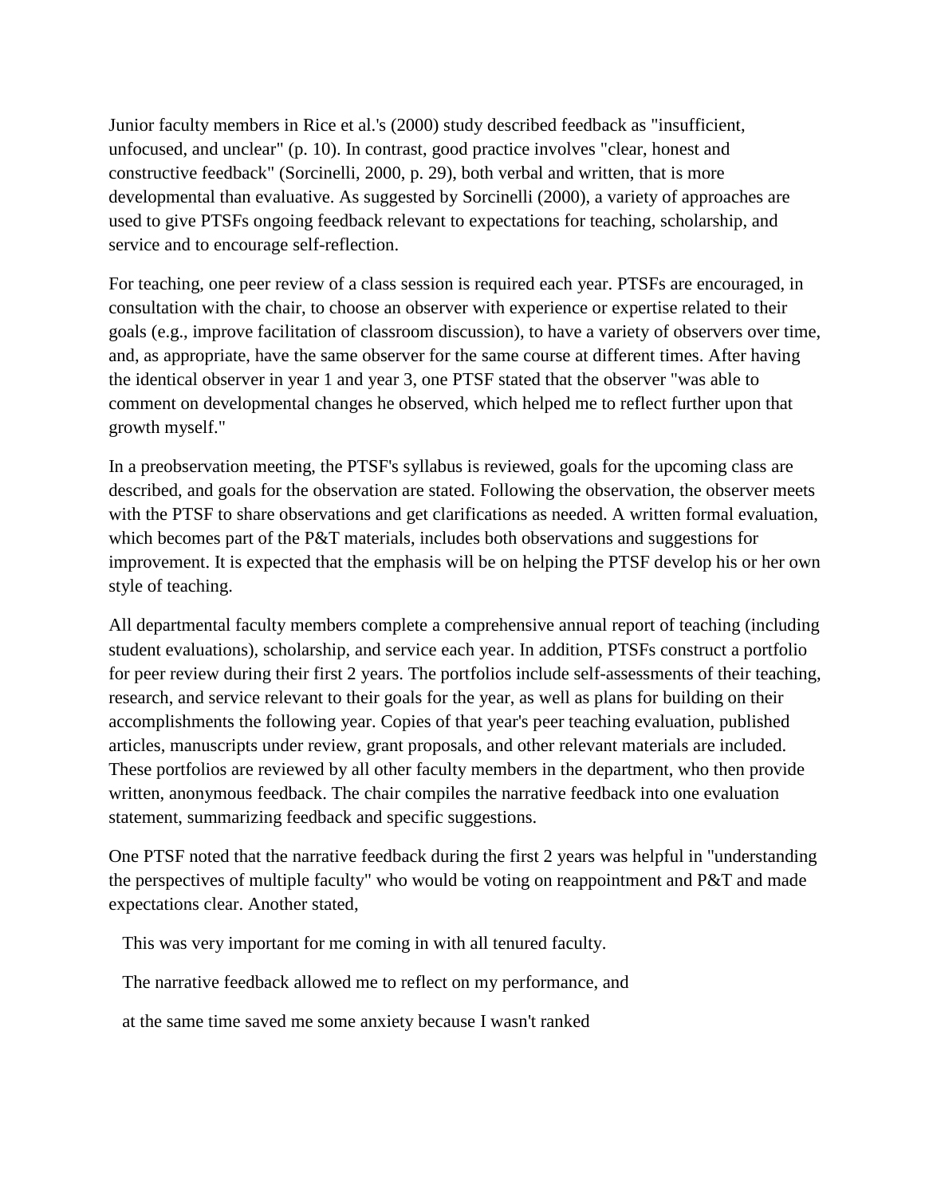Junior faculty members in Rice et al.'s (2000) study described feedback as "insufficient, unfocused, and unclear" (p. 10). In contrast, good practice involves "clear, honest and constructive feedback" (Sorcinelli, 2000, p. 29), both verbal and written, that is more developmental than evaluative. As suggested by Sorcinelli (2000), a variety of approaches are used to give PTSFs ongoing feedback relevant to expectations for teaching, scholarship, and service and to encourage self-reflection.

For teaching, one peer review of a class session is required each year. PTSFs are encouraged, in consultation with the chair, to choose an observer with experience or expertise related to their goals (e.g., improve facilitation of classroom discussion), to have a variety of observers over time, and, as appropriate, have the same observer for the same course at different times. After having the identical observer in year 1 and year 3, one PTSF stated that the observer "was able to comment on developmental changes he observed, which helped me to reflect further upon that growth myself."

In a preobservation meeting, the PTSF's syllabus is reviewed, goals for the upcoming class are described, and goals for the observation are stated. Following the observation, the observer meets with the PTSF to share observations and get clarifications as needed. A written formal evaluation, which becomes part of the P&T materials, includes both observations and suggestions for improvement. It is expected that the emphasis will be on helping the PTSF develop his or her own style of teaching.

All departmental faculty members complete a comprehensive annual report of teaching (including student evaluations), scholarship, and service each year. In addition, PTSFs construct a portfolio for peer review during their first 2 years. The portfolios include self-assessments of their teaching, research, and service relevant to their goals for the year, as well as plans for building on their accomplishments the following year. Copies of that year's peer teaching evaluation, published articles, manuscripts under review, grant proposals, and other relevant materials are included. These portfolios are reviewed by all other faculty members in the department, who then provide written, anonymous feedback. The chair compiles the narrative feedback into one evaluation statement, summarizing feedback and specific suggestions.

One PTSF noted that the narrative feedback during the first 2 years was helpful in "understanding the perspectives of multiple faculty" who would be voting on reappointment and P&T and made expectations clear. Another stated,

> This was very important for me coming in with all tenured faculty.
>
> The narrative feedback allowed me to reflect on my performance, and
>
> at the same time saved me some anxiety because I wasn't ranked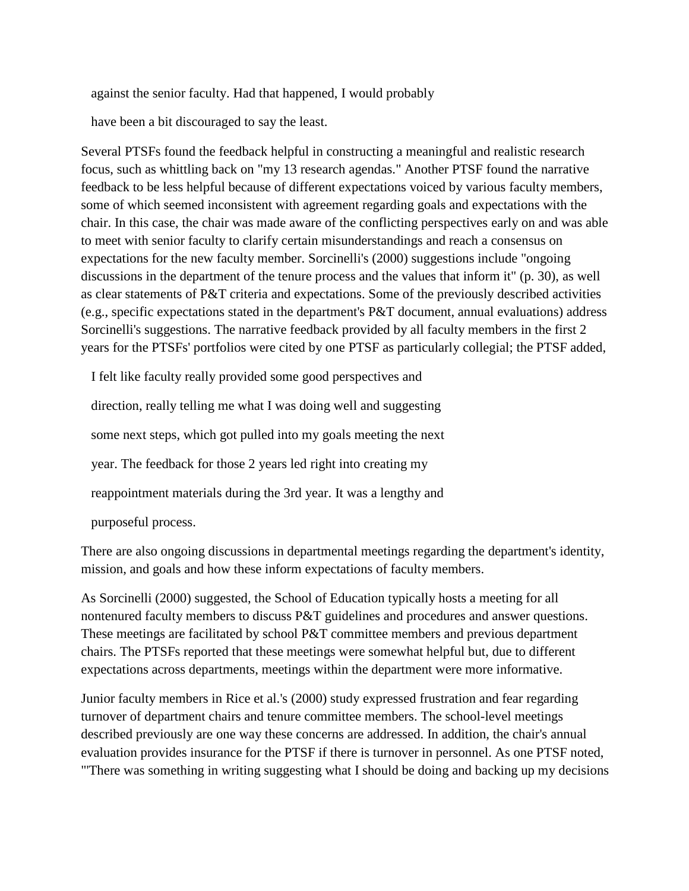> against the senior faculty. Had that happened, I would probably have been a bit discouraged to say the least.

Several PTSFs found the feedback helpful in constructing a meaningful and realistic research focus, such as whittling back on "my 13 research agendas." Another PTSF found the narrative feedback to be less helpful because of different expectations voiced by various faculty members, some of which seemed inconsistent with agreement regarding goals and expectations with the chair. In this case, the chair was made aware of the conflicting perspectives early on and was able to meet with senior faculty to clarify certain misunderstandings and reach a consensus on expectations for the new faculty member. Sorcinelli's (2000) suggestions include "ongoing discussions in the department of the tenure process and the values that inform it" (p. 30), as well as clear statements of P&T criteria and expectations. Some of the previously described activities (e.g., specific expectations stated in the department's P&T document, annual evaluations) address Sorcinelli's suggestions. The narrative feedback provided by all faculty members in the first 2 years for the PTSFs' portfolios were cited by one PTSF as particularly collegial; the PTSF added,

> I felt like faculty really provided some good perspectives and direction, really telling me what I was doing well and suggesting some next steps, which got pulled into my goals meeting the next year. The feedback for those 2 years led right into creating my reappointment materials during the 3rd year. It was a lengthy and purposeful process.

There are also ongoing discussions in departmental meetings regarding the department's identity, mission, and goals and how these inform expectations of faculty members.

As Sorcinelli (2000) suggested, the School of Education typically hosts a meeting for all nontenured faculty members to discuss P&T guidelines and procedures and answer questions. These meetings are facilitated by school P&T committee members and previous department chairs. The PTSFs reported that these meetings were somewhat helpful but, due to different expectations across departments, meetings within the department were more informative.

Junior faculty members in Rice et al.'s (2000) study expressed frustration and fear regarding turnover of department chairs and tenure committee members. The school-level meetings described previously are one way these concerns are addressed. In addition, the chair's annual evaluation provides insurance for the PTSF if there is turnover in personnel. As one PTSF noted, "'There was something in writing suggesting what I should be doing and backing up my decisions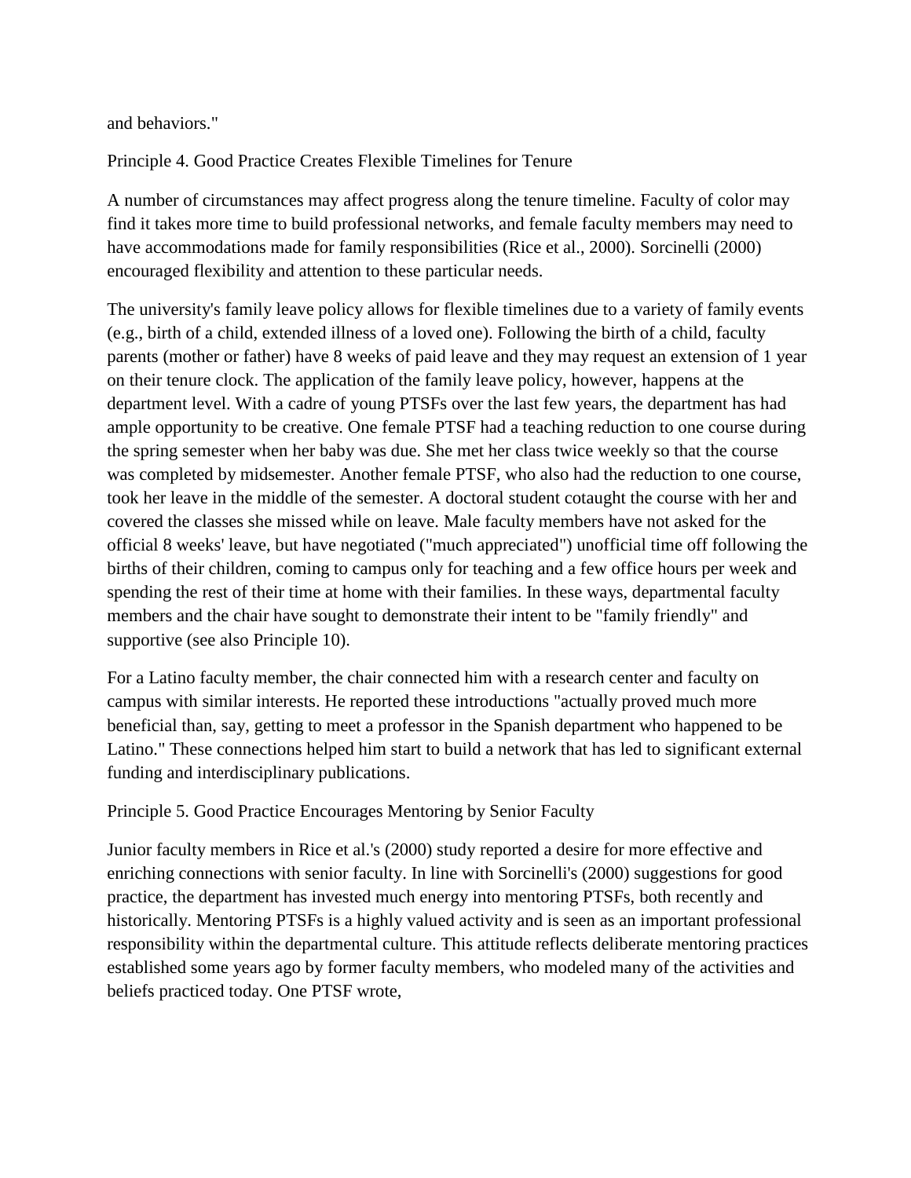and behaviors."

### Principle 4. Good Practice Creates Flexible Timelines for Tenure

A number of circumstances may affect progress along the tenure timeline. Faculty of color may find it takes more time to build professional networks, and female faculty members may need to have accommodations made for family responsibilities (Rice et al., 2000). Sorcinelli (2000) encouraged flexibility and attention to these particular needs.

The university's family leave policy allows for flexible timelines due to a variety of family events (e.g., birth of a child, extended illness of a loved one). Following the birth of a child, faculty parents (mother or father) have 8 weeks of paid leave and they may request an extension of 1 year on their tenure clock. The application of the family leave policy, however, happens at the department level. With a cadre of young PTSFs over the last few years, the department has had ample opportunity to be creative. One female PTSF had a teaching reduction to one course during the spring semester when her baby was due. She met her class twice weekly so that the course was completed by midsemester. Another female PTSF, who also had the reduction to one course, took her leave in the middle of the semester. A doctoral student cotaught the course with her and covered the classes she missed while on leave. Male faculty members have not asked for the official 8 weeks' leave, but have negotiated ("much appreciated") unofficial time off following the births of their children, coming to campus only for teaching and a few office hours per week and spending the rest of their time at home with their families. In these ways, departmental faculty members and the chair have sought to demonstrate their intent to be "family friendly" and supportive (see also Principle 10).

For a Latino faculty member, the chair connected him with a research center and faculty on campus with similar interests. He reported these introductions "actually proved much more beneficial than, say, getting to meet a professor in the Spanish department who happened to be Latino." These connections helped him start to build a network that has led to significant external funding and interdisciplinary publications.

### Principle 5. Good Practice Encourages Mentoring by Senior Faculty

Junior faculty members in Rice et al.'s (2000) study reported a desire for more effective and enriching connections with senior faculty. In line with Sorcinelli's (2000) suggestions for good practice, the department has invested much energy into mentoring PTSFs, both recently and historically. Mentoring PTSFs is a highly valued activity and is seen as an important professional responsibility within the departmental culture. This attitude reflects deliberate mentoring practices established some years ago by former faculty members, who modeled many of the activities and beliefs practiced today. One PTSF wrote,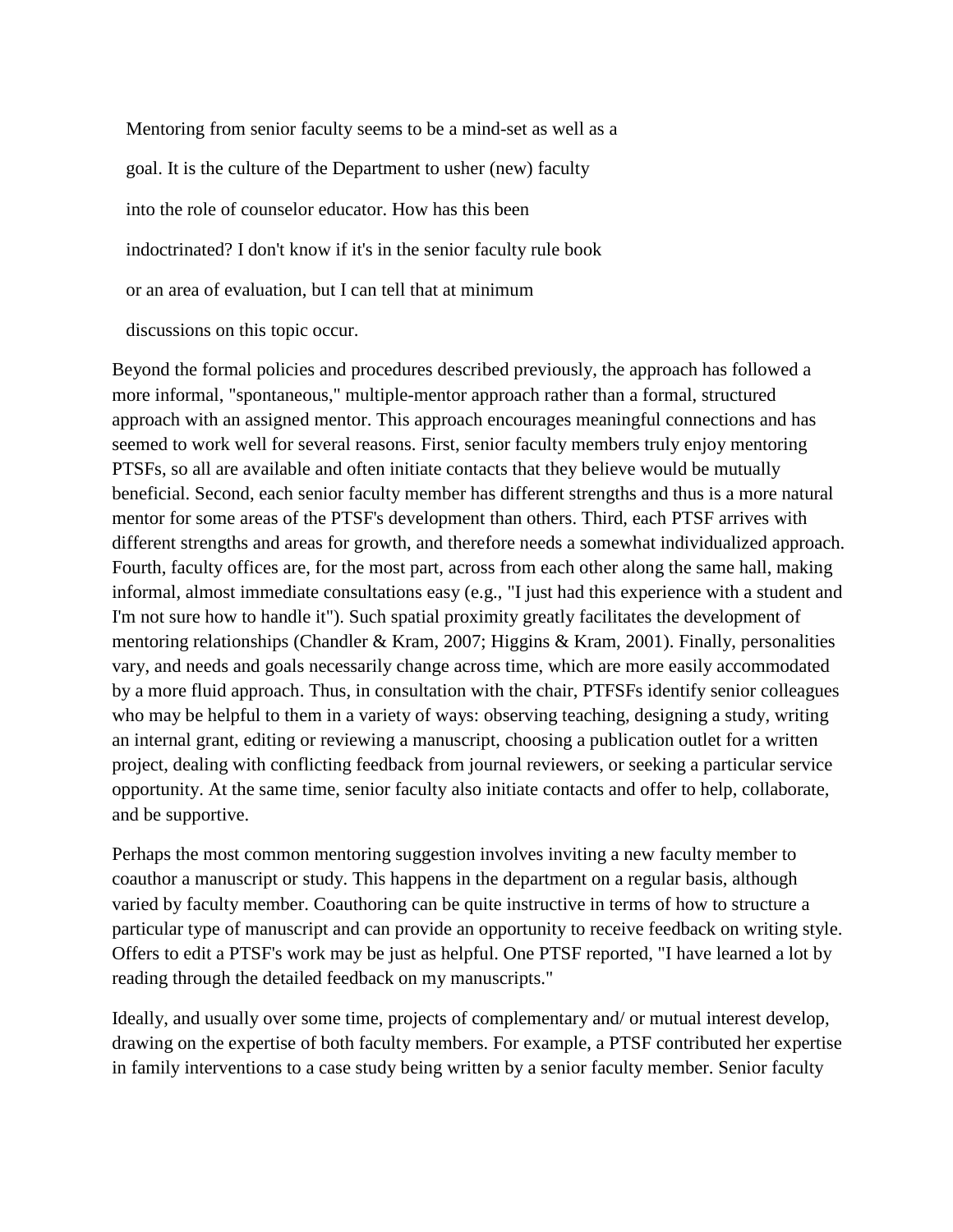> Mentoring from senior faculty seems to be a mind-set as well as a goal. It is the culture of the Department to usher (new) faculty into the role of counselor educator. How has this been indoctrinated? I don't know if it's in the senior faculty rule book or an area of evaluation, but I can tell that at minimum discussions on this topic occur.

Beyond the formal policies and procedures described previously, the approach has followed a more informal, "spontaneous," multiple-mentor approach rather than a formal, structured approach with an assigned mentor. This approach encourages meaningful connections and has seemed to work well for several reasons. First, senior faculty members truly enjoy mentoring PTSFs, so all are available and often initiate contacts that they believe would be mutually beneficial. Second, each senior faculty member has different strengths and thus is a more natural mentor for some areas of the PTSF's development than others. Third, each PTSF arrives with different strengths and areas for growth, and therefore needs a somewhat individualized approach. Fourth, faculty offices are, for the most part, across from each other along the same hall, making informal, almost immediate consultations easy (e.g., "I just had this experience with a student and I'm not sure how to handle it"). Such spatial proximity greatly facilitates the development of mentoring relationships (Chandler & Kram, 2007; Higgins & Kram, 2001). Finally, personalities vary, and needs and goals necessarily change across time, which are more easily accommodated by a more fluid approach. Thus, in consultation with the chair, PTFSFs identify senior colleagues who may be helpful to them in a variety of ways: observing teaching, designing a study, writing an internal grant, editing or reviewing a manuscript, choosing a publication outlet for a written project, dealing with conflicting feedback from journal reviewers, or seeking a particular service opportunity. At the same time, senior faculty also initiate contacts and offer to help, collaborate, and be supportive.

Perhaps the most common mentoring suggestion involves inviting a new faculty member to coauthor a manuscript or study. This happens in the department on a regular basis, although varied by faculty member. Coauthoring can be quite instructive in terms of how to structure a particular type of manuscript and can provide an opportunity to receive feedback on writing style. Offers to edit a PTSF's work may be just as helpful. One PTSF reported, "I have learned a lot by reading through the detailed feedback on my manuscripts."

Ideally, and usually over some time, projects of complementary and/ or mutual interest develop, drawing on the expertise of both faculty members. For example, a PTSF contributed her expertise in family interventions to a case study being written by a senior faculty member. Senior faculty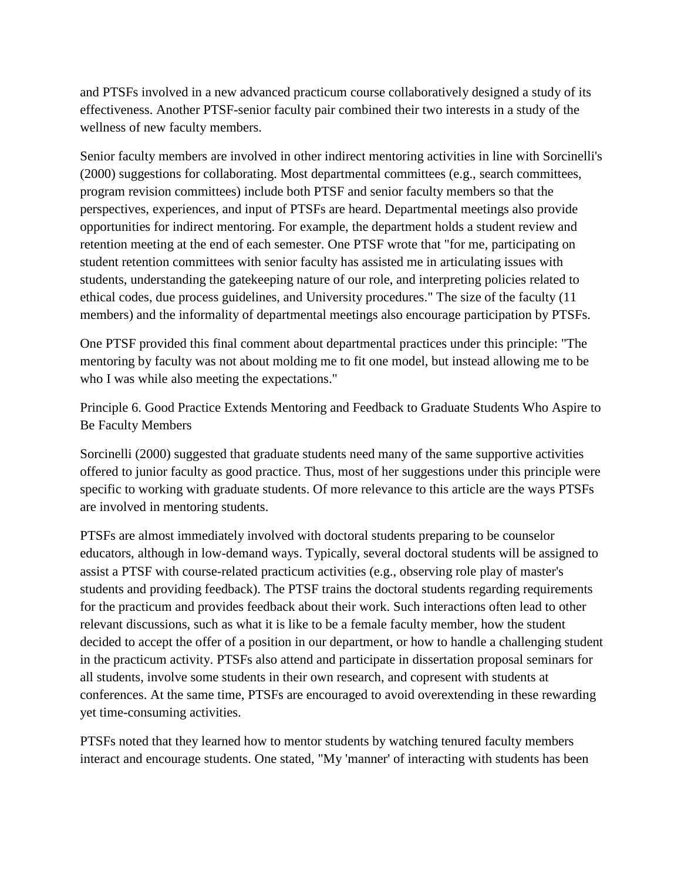and PTSFs involved in a new advanced practicum course collaboratively designed a study of its effectiveness. Another PTSF-senior faculty pair combined their two interests in a study of the wellness of new faculty members.

Senior faculty members are involved in other indirect mentoring activities in line with Sorcinelli's (2000) suggestions for collaborating. Most departmental committees (e.g., search committees, program revision committees) include both PTSF and senior faculty members so that the perspectives, experiences, and input of PTSFs are heard. Departmental meetings also provide opportunities for indirect mentoring. For example, the department holds a student review and retention meeting at the end of each semester. One PTSF wrote that "for me, participating on student retention committees with senior faculty has assisted me in articulating issues with students, understanding the gatekeeping nature of our role, and interpreting policies related to ethical codes, due process guidelines, and University procedures." The size of the faculty (11 members) and the informality of departmental meetings also encourage participation by PTSFs.

One PTSF provided this final comment about departmental practices under this principle: "The mentoring by faculty was not about molding me to fit one model, but instead allowing me to be who I was while also meeting the expectations."

## Principle 6. Good Practice Extends Mentoring and Feedback to Graduate Students Who Aspire to Be Faculty Members

Sorcinelli (2000) suggested that graduate students need many of the same supportive activities offered to junior faculty as good practice. Thus, most of her suggestions under this principle were specific to working with graduate students. Of more relevance to this article are the ways PTSFs are involved in mentoring students.

PTSFs are almost immediately involved with doctoral students preparing to be counselor educators, although in low-demand ways. Typically, several doctoral students will be assigned to assist a PTSF with course-related practicum activities (e.g., observing role play of master's students and providing feedback). The PTSF trains the doctoral students regarding requirements for the practicum and provides feedback about their work. Such interactions often lead to other relevant discussions, such as what it is like to be a female faculty member, how the student decided to accept the offer of a position in our department, or how to handle a challenging student in the practicum activity. PTSFs also attend and participate in dissertation proposal seminars for all students, involve some students in their own research, and copresent with students at conferences. At the same time, PTSFs are encouraged to avoid overextending in these rewarding yet time-consuming activities.

PTSFs noted that they learned how to mentor students by watching tenured faculty members interact and encourage students. One stated, "My 'manner' of interacting with students has been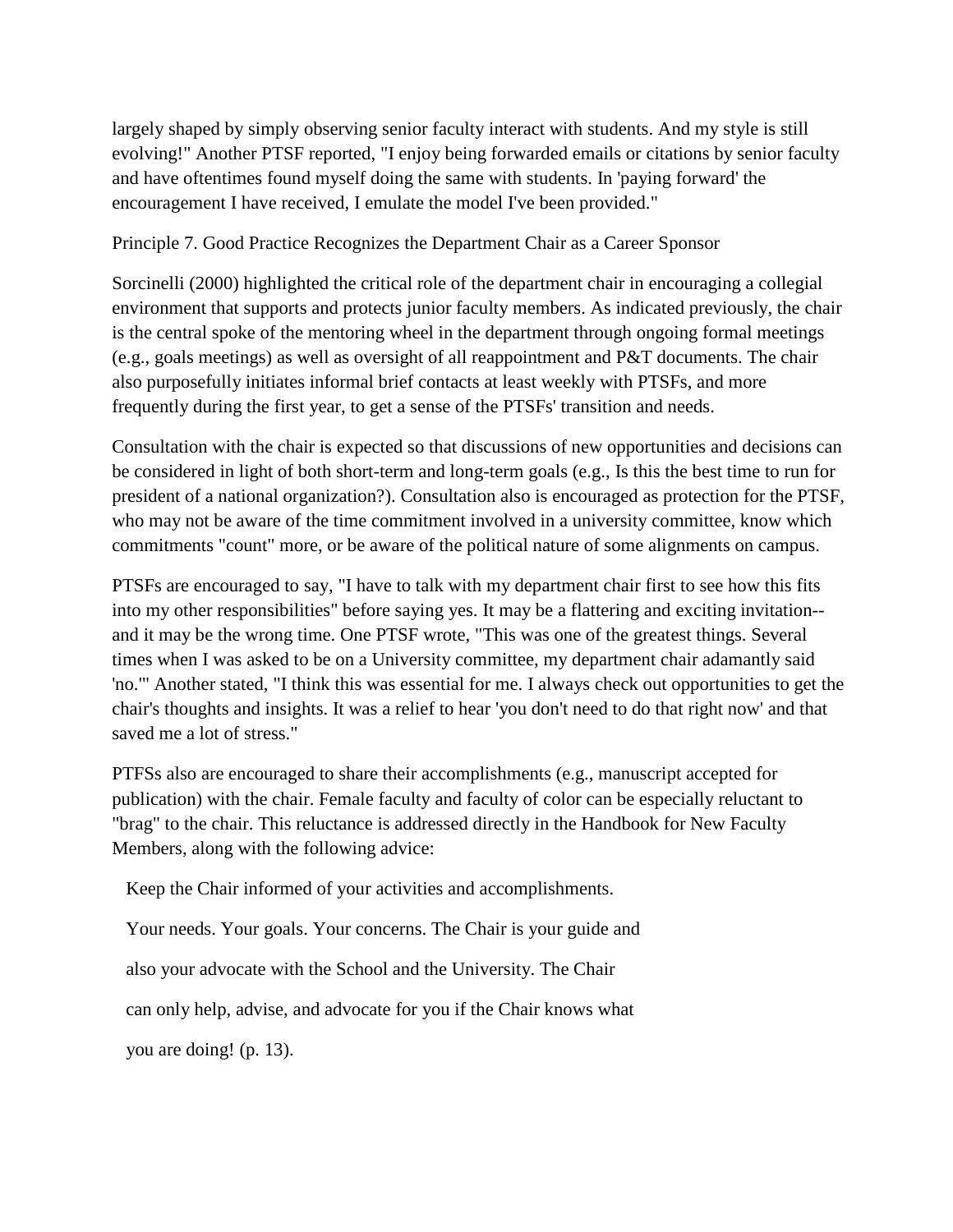largely shaped by simply observing senior faculty interact with students. And my style is still evolving!" Another PTSF reported, "I enjoy being forwarded emails or citations by senior faculty and have oftentimes found myself doing the same with students. In 'paying forward' the encouragement I have received, I emulate the model I've been provided."

Principle 7. Good Practice Recognizes the Department Chair as a Career Sponsor

Sorcinelli (2000) highlighted the critical role of the department chair in encouraging a collegial environment that supports and protects junior faculty members. As indicated previously, the chair is the central spoke of the mentoring wheel in the department through ongoing formal meetings (e.g., goals meetings) as well as oversight of all reappointment and P&T documents. The chair also purposefully initiates informal brief contacts at least weekly with PTSFs, and more frequently during the first year, to get a sense of the PTSFs' transition and needs.

Consultation with the chair is expected so that discussions of new opportunities and decisions can be considered in light of both short-term and long-term goals (e.g., Is this the best time to run for president of a national organization?). Consultation also is encouraged as protection for the PTSF, who may not be aware of the time commitment involved in a university committee, know which commitments "count" more, or be aware of the political nature of some alignments on campus.

PTSFs are encouraged to say, "I have to talk with my department chair first to see how this fits into my other responsibilities" before saying yes. It may be a flattering and exciting invitation--and it may be the wrong time. One PTSF wrote, "This was one of the greatest things. Several times when I was asked to be on a University committee, my department chair adamantly said 'no.'" Another stated, "I think this was essential for me. I always check out opportunities to get the chair's thoughts and insights. It was a relief to hear 'you don't need to do that right now' and that saved me a lot of stress."

PTFSs also are encouraged to share their accomplishments (e.g., manuscript accepted for publication) with the chair. Female faculty and faculty of color can be especially reluctant to "brag" to the chair. This reluctance is addressed directly in the Handbook for New Faculty Members, along with the following advice:

> Keep the Chair informed of your activities and accomplishments.
>
> Your needs. Your goals. Your concerns. The Chair is your guide and
>
> also your advocate with the School and the University. The Chair
>
> can only help, advise, and advocate for you if the Chair knows what
>
> you are doing! (p. 13).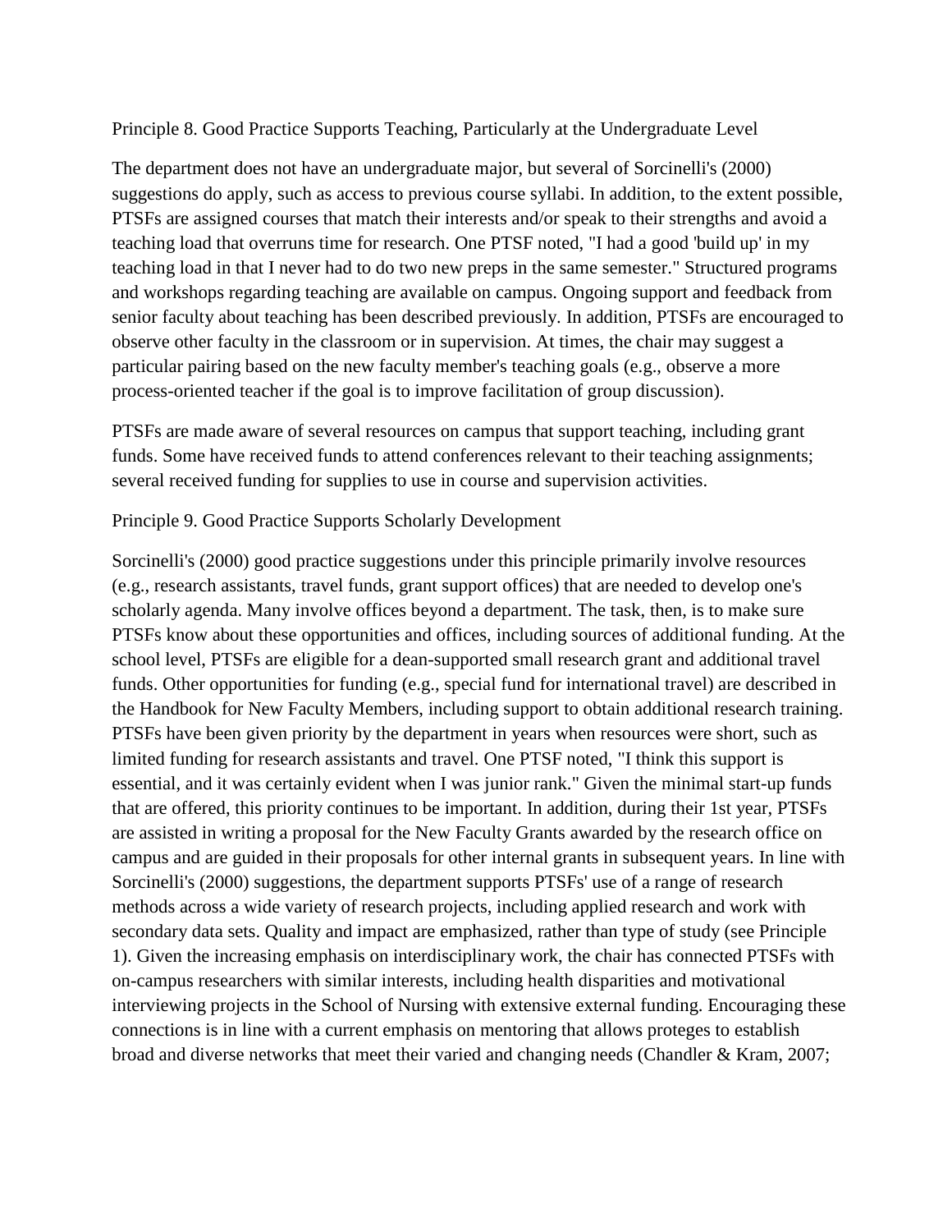Principle 8. Good Practice Supports Teaching, Particularly at the Undergraduate Level

The department does not have an undergraduate major, but several of Sorcinelli's (2000) suggestions do apply, such as access to previous course syllabi. In addition, to the extent possible, PTSFs are assigned courses that match their interests and/or speak to their strengths and avoid a teaching load that overruns time for research. One PTSF noted, "I had a good 'build up' in my teaching load in that I never had to do two new preps in the same semester." Structured programs and workshops regarding teaching are available on campus. Ongoing support and feedback from senior faculty about teaching has been described previously. In addition, PTSFs are encouraged to observe other faculty in the classroom or in supervision. At times, the chair may suggest a particular pairing based on the new faculty member's teaching goals (e.g., observe a more process-oriented teacher if the goal is to improve facilitation of group discussion).

PTSFs are made aware of several resources on campus that support teaching, including grant funds. Some have received funds to attend conferences relevant to their teaching assignments; several received funding for supplies to use in course and supervision activities.

Principle 9. Good Practice Supports Scholarly Development

Sorcinelli's (2000) good practice suggestions under this principle primarily involve resources (e.g., research assistants, travel funds, grant support offices) that are needed to develop one's scholarly agenda. Many involve offices beyond a department. The task, then, is to make sure PTSFs know about these opportunities and offices, including sources of additional funding. At the school level, PTSFs are eligible for a dean-supported small research grant and additional travel funds. Other opportunities for funding (e.g., special fund for international travel) are described in the Handbook for New Faculty Members, including support to obtain additional research training. PTSFs have been given priority by the department in years when resources were short, such as limited funding for research assistants and travel. One PTSF noted, "I think this support is essential, and it was certainly evident when I was junior rank." Given the minimal start-up funds that are offered, this priority continues to be important. In addition, during their 1st year, PTSFs are assisted in writing a proposal for the New Faculty Grants awarded by the research office on campus and are guided in their proposals for other internal grants in subsequent years. In line with Sorcinelli's (2000) suggestions, the department supports PTSFs' use of a range of research methods across a wide variety of research projects, including applied research and work with secondary data sets. Quality and impact are emphasized, rather than type of study (see Principle 1). Given the increasing emphasis on interdisciplinary work, the chair has connected PTSFs with on-campus researchers with similar interests, including health disparities and motivational interviewing projects in the School of Nursing with extensive external funding. Encouraging these connections is in line with a current emphasis on mentoring that allows proteges to establish broad and diverse networks that meet their varied and changing needs (Chandler & Kram, 2007;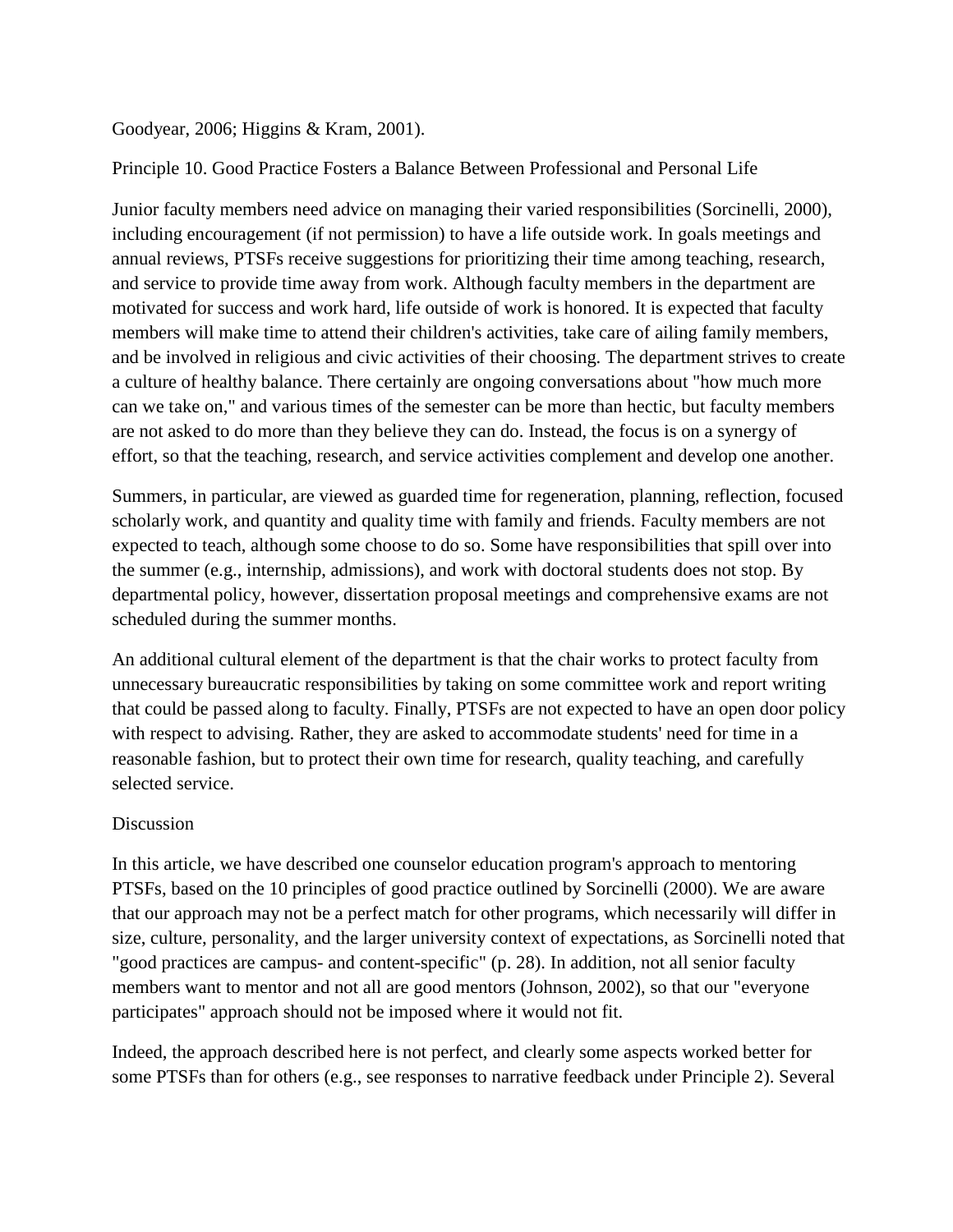Goodyear, 2006; Higgins & Kram, 2001).

## Principle 10. Good Practice Fosters a Balance Between Professional and Personal Life

Junior faculty members need advice on managing their varied responsibilities (Sorcinelli, 2000), including encouragement (if not permission) to have a life outside work. In goals meetings and annual reviews, PTSFs receive suggestions for prioritizing their time among teaching, research, and service to provide time away from work. Although faculty members in the department are motivated for success and work hard, life outside of work is honored. It is expected that faculty members will make time to attend their children's activities, take care of ailing family members, and be involved in religious and civic activities of their choosing. The department strives to create a culture of healthy balance. There certainly are ongoing conversations about "how much more can we take on," and various times of the semester can be more than hectic, but faculty members are not asked to do more than they believe they can do. Instead, the focus is on a synergy of effort, so that the teaching, research, and service activities complement and develop one another.

Summers, in particular, are viewed as guarded time for regeneration, planning, reflection, focused scholarly work, and quantity and quality time with family and friends. Faculty members are not expected to teach, although some choose to do so. Some have responsibilities that spill over into the summer (e.g., internship, admissions), and work with doctoral students does not stop. By departmental policy, however, dissertation proposal meetings and comprehensive exams are not scheduled during the summer months.

An additional cultural element of the department is that the chair works to protect faculty from unnecessary bureaucratic responsibilities by taking on some committee work and report writing that could be passed along to faculty. Finally, PTSFs are not expected to have an open door policy with respect to advising. Rather, they are asked to accommodate students' need for time in a reasonable fashion, but to protect their own time for research, quality teaching, and carefully selected service.

## Discussion

In this article, we have described one counselor education program's approach to mentoring PTSFs, based on the 10 principles of good practice outlined by Sorcinelli (2000). We are aware that our approach may not be a perfect match for other programs, which necessarily will differ in size, culture, personality, and the larger university context of expectations, as Sorcinelli noted that "good practices are campus- and content-specific" (p. 28). In addition, not all senior faculty members want to mentor and not all are good mentors (Johnson, 2002), so that our "everyone participates" approach should not be imposed where it would not fit.

Indeed, the approach described here is not perfect, and clearly some aspects worked better for some PTSFs than for others (e.g., see responses to narrative feedback under Principle 2). Several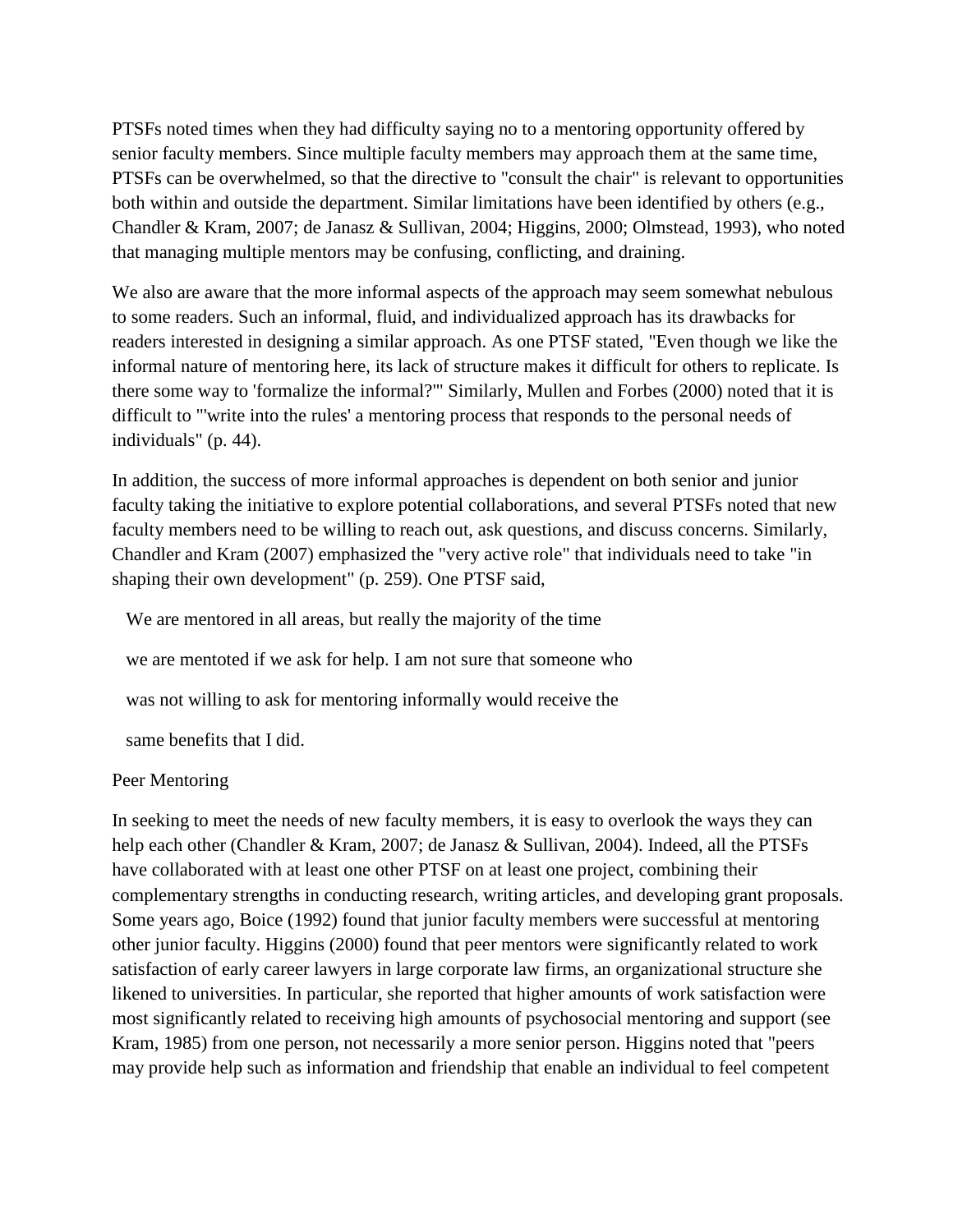PTSFs noted times when they had difficulty saying no to a mentoring opportunity offered by senior faculty members. Since multiple faculty members may approach them at the same time, PTSFs can be overwhelmed, so that the directive to "consult the chair" is relevant to opportunities both within and outside the department. Similar limitations have been identified by others (e.g., Chandler & Kram, 2007; de Janasz & Sullivan, 2004; Higgins, 2000; Olmstead, 1993), who noted that managing multiple mentors may be confusing, conflicting, and draining.

We also are aware that the more informal aspects of the approach may seem somewhat nebulous to some readers. Such an informal, fluid, and individualized approach has its drawbacks for readers interested in designing a similar approach. As one PTSF stated, "Even though we like the informal nature of mentoring here, its lack of structure makes it difficult for others to replicate. Is there some way to 'formalize the informal?'" Similarly, Mullen and Forbes (2000) noted that it is difficult to "'write into the rules' a mentoring process that responds to the personal needs of individuals" (p. 44).

In addition, the success of more informal approaches is dependent on both senior and junior faculty taking the initiative to explore potential collaborations, and several PTSFs noted that new faculty members need to be willing to reach out, ask questions, and discuss concerns. Similarly, Chandler and Kram (2007) emphasized the "very active role" that individuals need to take "in shaping their own development" (p. 259). One PTSF said,

> We are mentored in all areas, but really the majority of the time
>
> we are mentoted if we ask for help. I am not sure that someone who
>
> was not willing to ask for mentoring informally would receive the
>
> same benefits that I did.

Peer Mentoring

In seeking to meet the needs of new faculty members, it is easy to overlook the ways they can help each other (Chandler & Kram, 2007; de Janasz & Sullivan, 2004). Indeed, all the PTSFs have collaborated with at least one other PTSF on at least one project, combining their complementary strengths in conducting research, writing articles, and developing grant proposals. Some years ago, Boice (1992) found that junior faculty members were successful at mentoring other junior faculty. Higgins (2000) found that peer mentors were significantly related to work satisfaction of early career lawyers in large corporate law firms, an organizational structure she likened to universities. In particular, she reported that higher amounts of work satisfaction were most significantly related to receiving high amounts of psychosocial mentoring and support (see Kram, 1985) from one person, not necessarily a more senior person. Higgins noted that "peers may provide help such as information and friendship that enable an individual to feel competent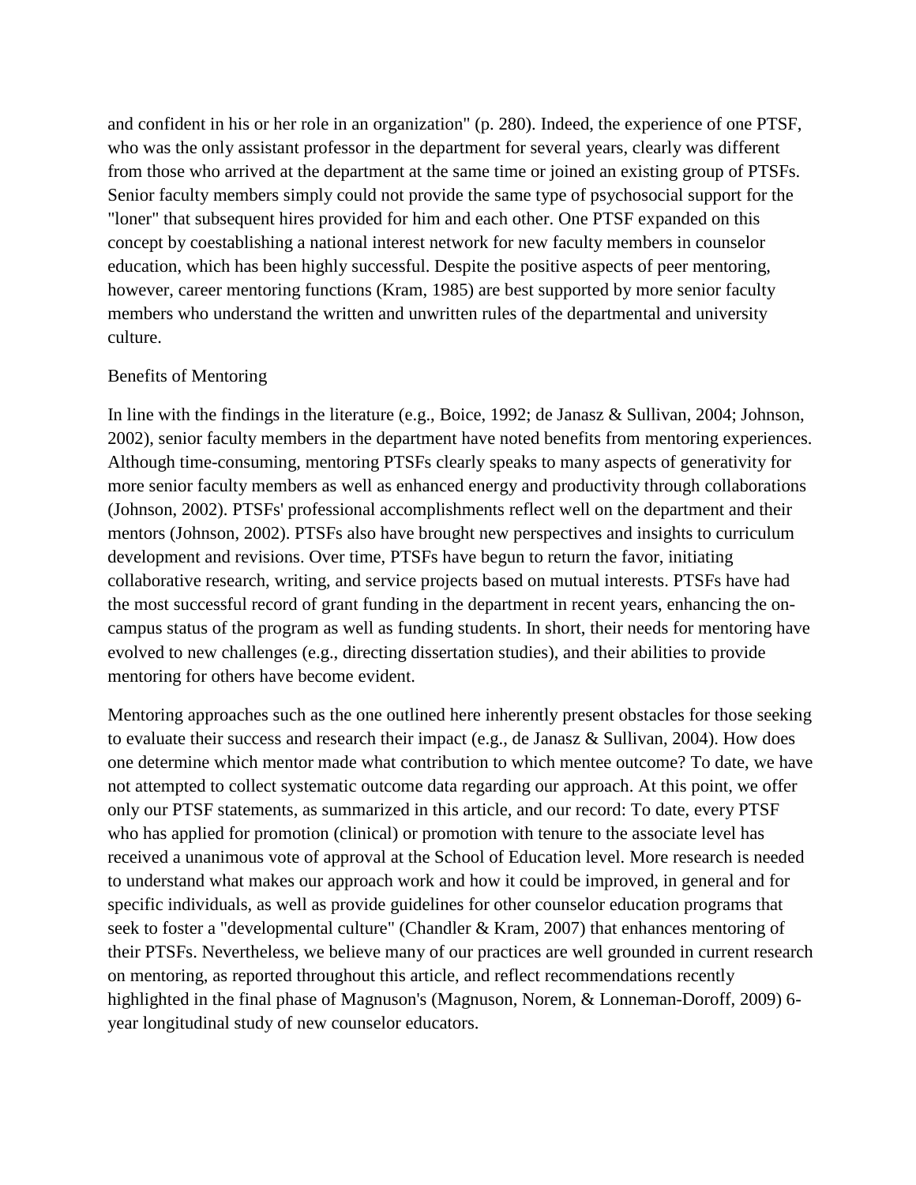and confident in his or her role in an organization" (p. 280). Indeed, the experience of one PTSF, who was the only assistant professor in the department for several years, clearly was different from those who arrived at the department at the same time or joined an existing group of PTSFs. Senior faculty members simply could not provide the same type of psychosocial support for the "loner" that subsequent hires provided for him and each other. One PTSF expanded on this concept by coestablishing a national interest network for new faculty members in counselor education, which has been highly successful. Despite the positive aspects of peer mentoring, however, career mentoring functions (Kram, 1985) are best supported by more senior faculty members who understand the written and unwritten rules of the departmental and university culture.

## Benefits of Mentoring

In line with the findings in the literature (e.g., Boice, 1992; de Janasz & Sullivan, 2004; Johnson, 2002), senior faculty members in the department have noted benefits from mentoring experiences. Although time-consuming, mentoring PTSFs clearly speaks to many aspects of generativity for more senior faculty members as well as enhanced energy and productivity through collaborations (Johnson, 2002). PTSFs' professional accomplishments reflect well on the department and their mentors (Johnson, 2002). PTSFs also have brought new perspectives and insights to curriculum development and revisions. Over time, PTSFs have begun to return the favor, initiating collaborative research, writing, and service projects based on mutual interests. PTSFs have had the most successful record of grant funding in the department in recent years, enhancing the on-campus status of the program as well as funding students. In short, their needs for mentoring have evolved to new challenges (e.g., directing dissertation studies), and their abilities to provide mentoring for others have become evident.

Mentoring approaches such as the one outlined here inherently present obstacles for those seeking to evaluate their success and research their impact (e.g., de Janasz & Sullivan, 2004). How does one determine which mentor made what contribution to which mentee outcome? To date, we have not attempted to collect systematic outcome data regarding our approach. At this point, we offer only our PTSF statements, as summarized in this article, and our record: To date, every PTSF who has applied for promotion (clinical) or promotion with tenure to the associate level has received a unanimous vote of approval at the School of Education level. More research is needed to understand what makes our approach work and how it could be improved, in general and for specific individuals, as well as provide guidelines for other counselor education programs that seek to foster a "developmental culture" (Chandler & Kram, 2007) that enhances mentoring of their PTSFs. Nevertheless, we believe many of our practices are well grounded in current research on mentoring, as reported throughout this article, and reflect recommendations recently highlighted in the final phase of Magnuson's (Magnuson, Norem, & Lonneman-Doroff, 2009) 6-year longitudinal study of new counselor educators.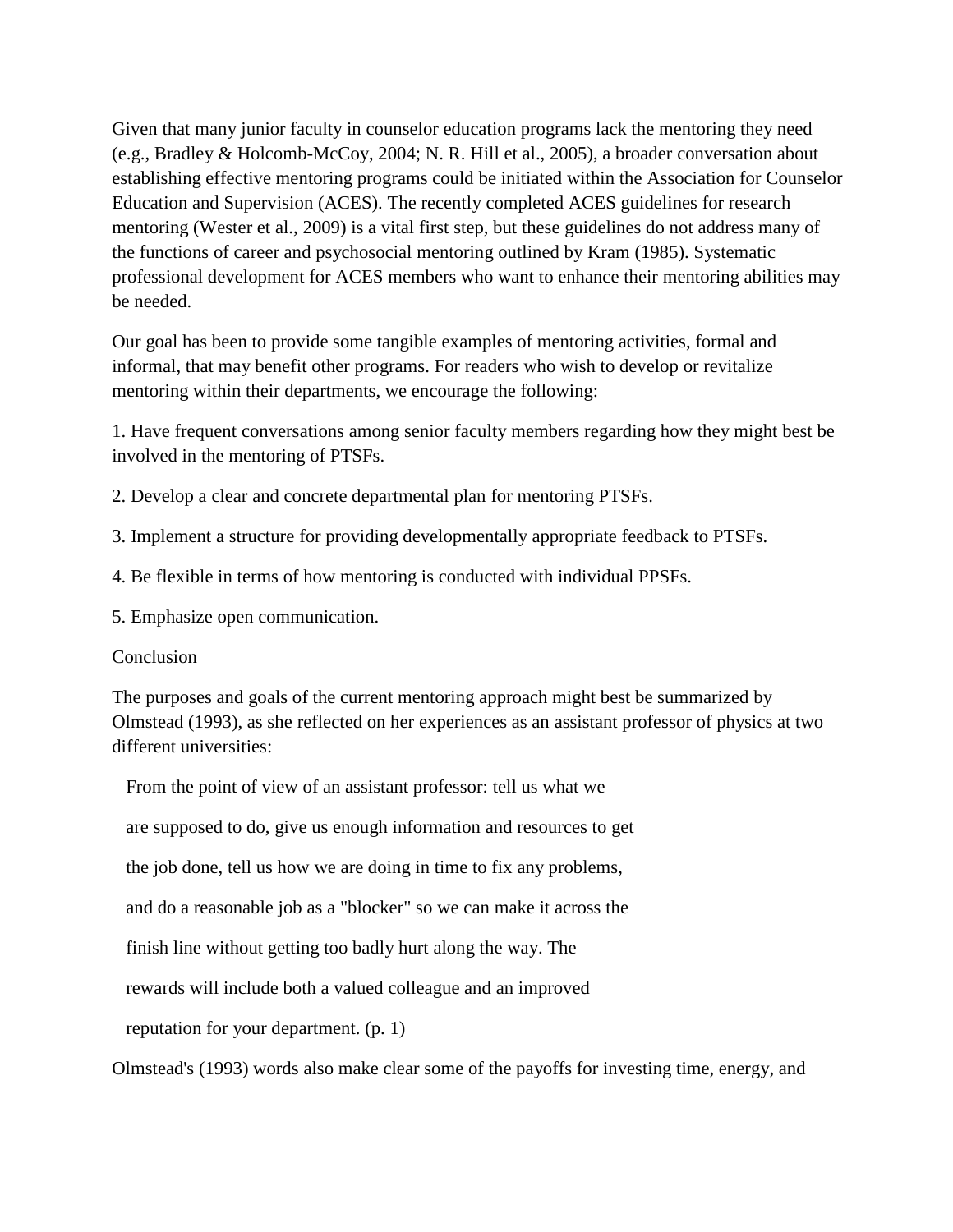Given that many junior faculty in counselor education programs lack the mentoring they need (e.g., Bradley & Holcomb-McCoy, 2004; N. R. Hill et al., 2005), a broader conversation about establishing effective mentoring programs could be initiated within the Association for Counselor Education and Supervision (ACES). The recently completed ACES guidelines for research mentoring (Wester et al., 2009) is a vital first step, but these guidelines do not address many of the functions of career and psychosocial mentoring outlined by Kram (1985). Systematic professional development for ACES members who want to enhance their mentoring abilities may be needed.

Our goal has been to provide some tangible examples of mentoring activities, formal and informal, that may benefit other programs. For readers who wish to develop or revitalize mentoring within their departments, we encourage the following:

1. Have frequent conversations among senior faculty members regarding how they might best be involved in the mentoring of PTSFs.

2. Develop a clear and concrete departmental plan for mentoring PTSFs.

3. Implement a structure for providing developmentally appropriate feedback to PTSFs.

4. Be flexible in terms of how mentoring is conducted with individual PPSFs.

5. Emphasize open communication.

## Conclusion

The purposes and goals of the current mentoring approach might best be summarized by Olmstead (1993), as she reflected on her experiences as an assistant professor of physics at two different universities:

> From the point of view of an assistant professor: tell us what we are supposed to do, give us enough information and resources to get the job done, tell us how we are doing in time to fix any problems, and do a reasonable job as a "blocker" so we can make it across the finish line without getting too badly hurt along the way. The rewards will include both a valued colleague and an improved reputation for your department. (p. 1)

Olmstead's (1993) words also make clear some of the payoffs for investing time, energy, and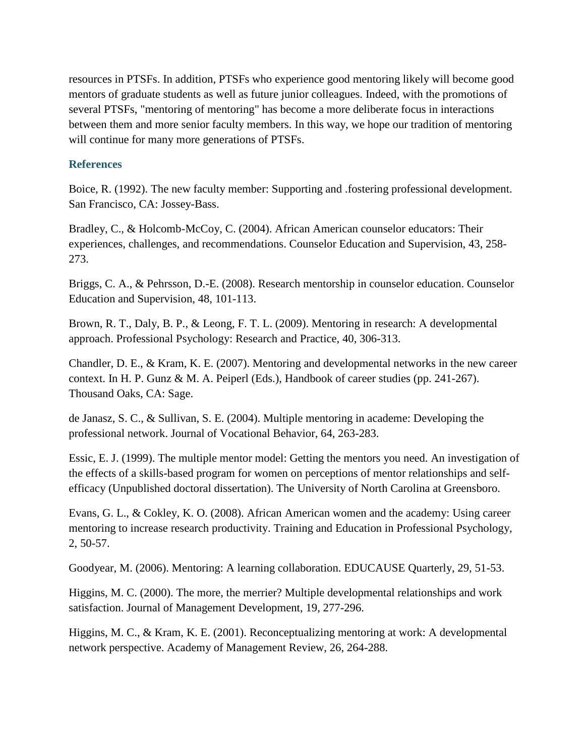resources in PTSFs. In addition, PTSFs who experience good mentoring likely will become good mentors of graduate students as well as future junior colleagues. Indeed, with the promotions of several PTSFs, "mentoring of mentoring" has become a more deliberate focus in interactions between them and more senior faculty members. In this way, we hope our tradition of mentoring will continue for many more generations of PTSFs.

## References

Boice, R. (1992). The new faculty member: Supporting and .fostering professional development. San Francisco, CA: Jossey-Bass.

Bradley, C., & Holcomb-McCoy, C. (2004). African American counselor educators: Their experiences, challenges, and recommendations. Counselor Education and Supervision, 43, 258-273.

Briggs, C. A., & Pehrsson, D.-E. (2008). Research mentorship in counselor education. Counselor Education and Supervision, 48, 101-113.

Brown, R. T., Daly, B. P., & Leong, F. T. L. (2009). Mentoring in research: A developmental approach. Professional Psychology: Research and Practice, 40, 306-313.

Chandler, D. E., & Kram, K. E. (2007). Mentoring and developmental networks in the new career context. In H. P. Gunz & M. A. Peiperl (Eds.), Handbook of career studies (pp. 241-267). Thousand Oaks, CA: Sage.

de Janasz, S. C., & Sullivan, S. E. (2004). Multiple mentoring in academe: Developing the professional network. Journal of Vocational Behavior, 64, 263-283.

Essic, E. J. (1999). The multiple mentor model: Getting the mentors you need. An investigation of the effects of a skills-based program for women on perceptions of mentor relationships and self-efficacy (Unpublished doctoral dissertation). The University of North Carolina at Greensboro.

Evans, G. L., & Cokley, K. O. (2008). African American women and the academy: Using career mentoring to increase research productivity. Training and Education in Professional Psychology, 2, 50-57.

Goodyear, M. (2006). Mentoring: A learning collaboration. EDUCAUSE Quarterly, 29, 51-53.

Higgins, M. C. (2000). The more, the merrier? Multiple developmental relationships and work satisfaction. Journal of Management Development, 19, 277-296.

Higgins, M. C., & Kram, K. E. (2001). Reconceptualizing mentoring at work: A developmental network perspective. Academy of Management Review, 26, 264-288.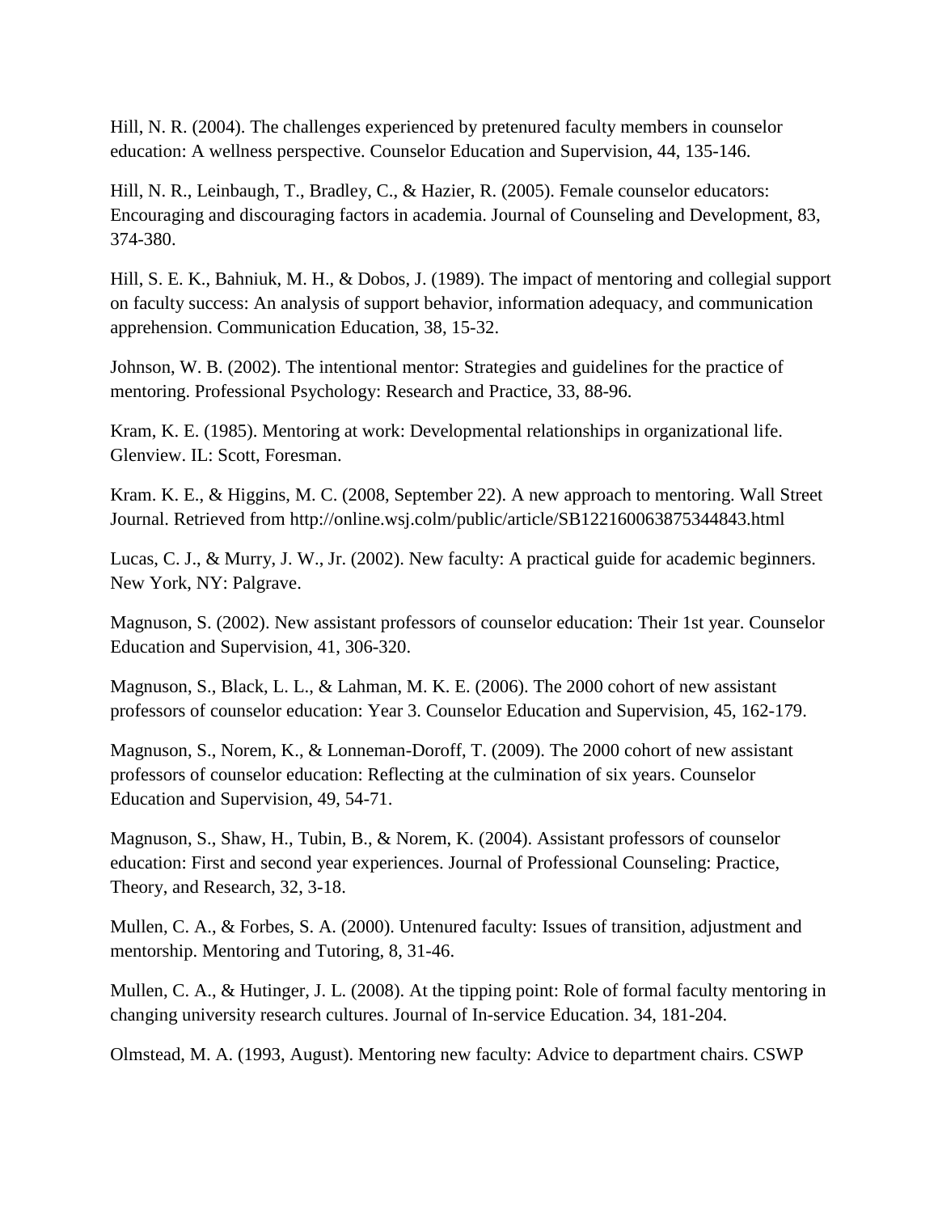Hill, N. R. (2004). The challenges experienced by pretenured faculty members in counselor education: A wellness perspective. Counselor Education and Supervision, 44, 135-146.

Hill, N. R., Leinbaugh, T., Bradley, C., & Hazier, R. (2005). Female counselor educators: Encouraging and discouraging factors in academia. Journal of Counseling and Development, 83, 374-380.

Hill, S. E. K., Bahniuk, M. H., & Dobos, J. (1989). The impact of mentoring and collegial support on faculty success: An analysis of support behavior, information adequacy, and communication apprehension. Communication Education, 38, 15-32.

Johnson, W. B. (2002). The intentional mentor: Strategies and guidelines for the practice of mentoring. Professional Psychology: Research and Practice, 33, 88-96.

Kram, K. E. (1985). Mentoring at work: Developmental relationships in organizational life. Glenview. IL: Scott, Foresman.

Kram. K. E., & Higgins, M. C. (2008, September 22). A new approach to mentoring. Wall Street Journal. Retrieved from http://online.wsj.colm/public/article/SB122160063875344843.html

Lucas, C. J., & Murry, J. W., Jr. (2002). New faculty: A practical guide for academic beginners. New York, NY: Palgrave.

Magnuson, S. (2002). New assistant professors of counselor education: Their 1st year. Counselor Education and Supervision, 41, 306-320.

Magnuson, S., Black, L. L., & Lahman, M. K. E. (2006). The 2000 cohort of new assistant professors of counselor education: Year 3. Counselor Education and Supervision, 45, 162-179.

Magnuson, S., Norem, K., & Lonneman-Doroff, T. (2009). The 2000 cohort of new assistant professors of counselor education: Reflecting at the culmination of six years. Counselor Education and Supervision, 49, 54-71.

Magnuson, S., Shaw, H., Tubin, B., & Norem, K. (2004). Assistant professors of counselor education: First and second year experiences. Journal of Professional Counseling: Practice, Theory, and Research, 32, 3-18.

Mullen, C. A., & Forbes, S. A. (2000). Untenured faculty: Issues of transition, adjustment and mentorship. Mentoring and Tutoring, 8, 31-46.

Mullen, C. A., & Hutinger, J. L. (2008). At the tipping point: Role of formal faculty mentoring in changing university research cultures. Journal of In-service Education. 34, 181-204.

Olmstead, M. A. (1993, August). Mentoring new faculty: Advice to department chairs. CSWP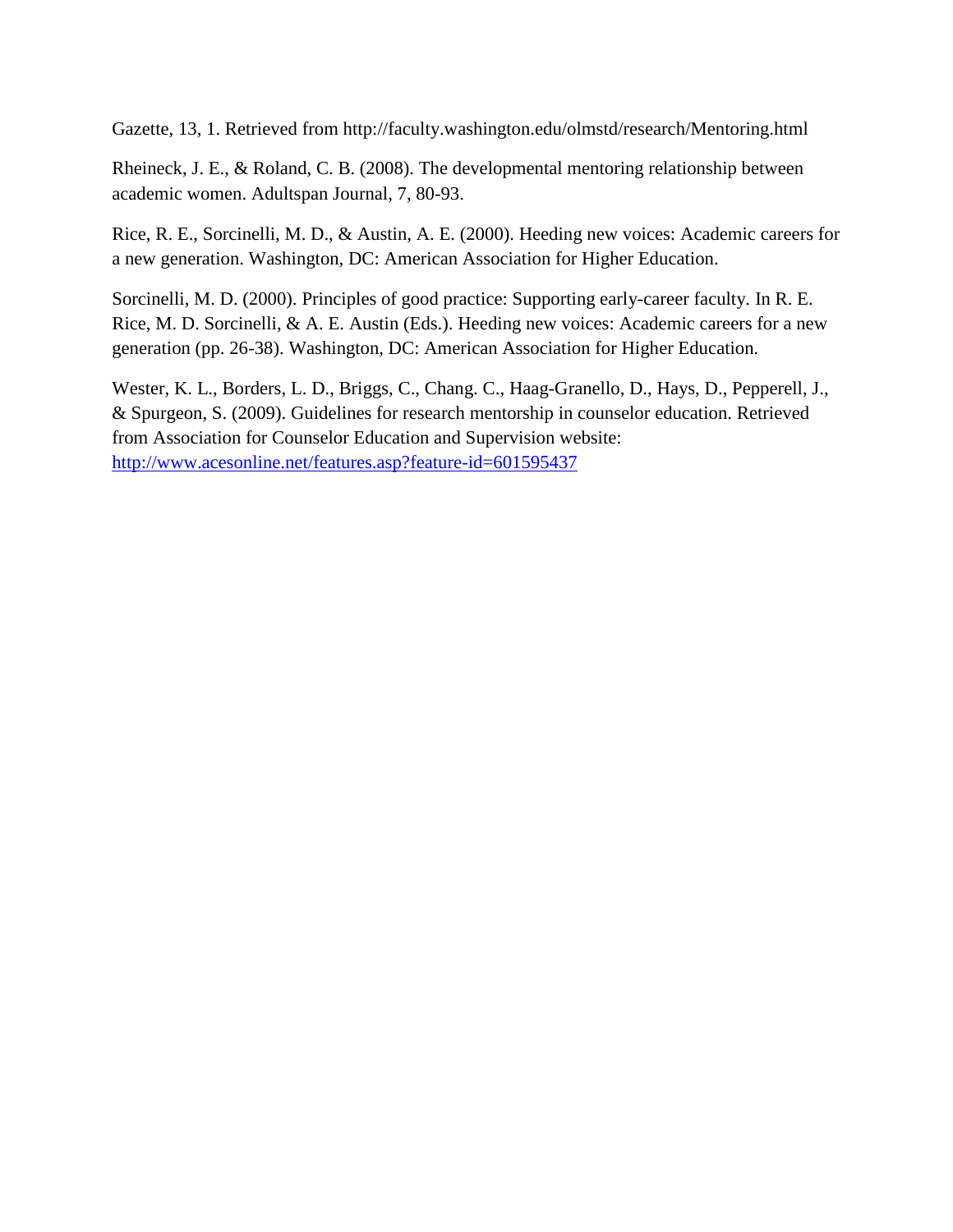Gazette, 13, 1. Retrieved from http://faculty.washington.edu/olmstd/research/Mentoring.html

Rheineck, J. E., & Roland, C. B. (2008). The developmental mentoring relationship between academic women. Adultspan Journal, 7, 80-93.

Rice, R. E., Sorcinelli, M. D., & Austin, A. E. (2000). Heeding new voices: Academic careers for a new generation. Washington, DC: American Association for Higher Education.

Sorcinelli, M. D. (2000). Principles of good practice: Supporting early-career faculty. In R. E. Rice, M. D. Sorcinelli, & A. E. Austin (Eds.). Heeding new voices: Academic careers for a new generation (pp. 26-38). Washington, DC: American Association for Higher Education.

Wester, K. L., Borders, L. D., Briggs, C., Chang. C., Haag-Granello, D., Hays, D., Pepperell, J., & Spurgeon, S. (2009). Guidelines for research mentorship in counselor education. Retrieved from Association for Counselor Education and Supervision website: http://www.acesonline.net/features.asp?feature-id=601595437